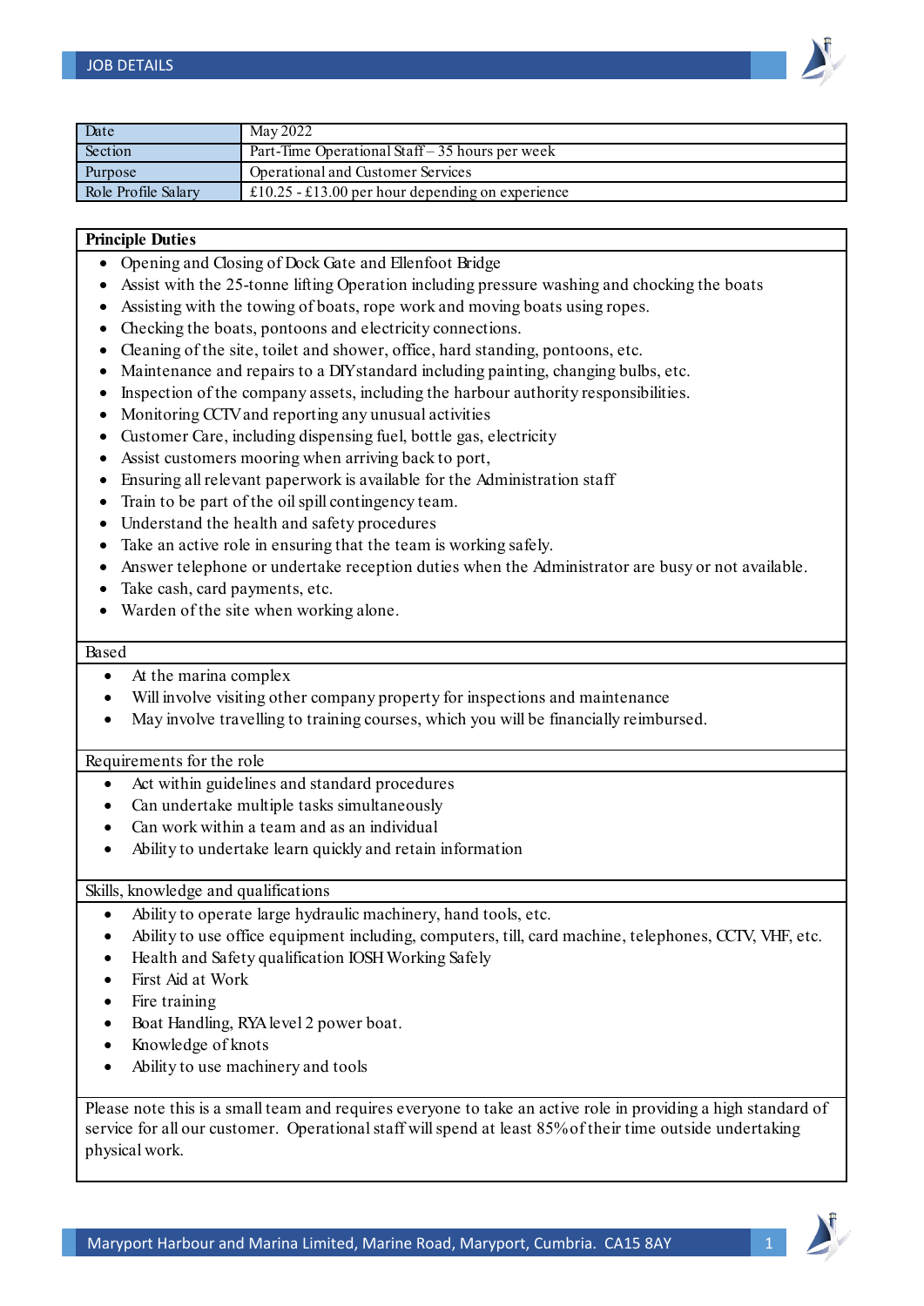## JOB DETAILS

| Date | May 2022 |
| --- | --- |
| Section | Part-Time Operational Staff – 35 hours per week |
| Purpose | Operational and Customer Services |
| Role Profile Salary | £10.25 - £13.00 per hour depending on experience |

**Principle Duties**

- Opening and Closing of Dock Gate and Ellenfoot Bridge
- Assist with the 25-tonne lifting Operation including pressure washing and chocking the boats
- Assisting with the towing of boats, rope work and moving boats using ropes.
- Checking the boats, pontoons and electricity connections.
- Cleaning of the site, toilet and shower, office, hard standing, pontoons, etc.
- Maintenance and repairs to a DIY standard including painting, changing bulbs, etc.
- Inspection of the company assets, including the harbour authority responsibilities.
- Monitoring CCTV and reporting any unusual activities
- Customer Care, including dispensing fuel, bottle gas, electricity
- Assist customers mooring when arriving back to port,
- Ensuring all relevant paperwork is available for the Administration staff
- Train to be part of the oil spill contingency team.
- Understand the health and safety procedures
- Take an active role in ensuring that the team is working safely.
- Answer telephone or undertake reception duties when the Administrator are busy or not available.
- Take cash, card payments, etc.
- Warden of the site when working alone.

Based

- At the marina complex
- Will involve visiting other company property for inspections and maintenance
- May involve travelling to training courses, which you will be financially reimbursed.

Requirements for the role

- Act within guidelines and standard procedures
- Can undertake multiple tasks simultaneously
- Can work within a team and as an individual
- Ability to undertake learn quickly and retain information

Skills, knowledge and qualifications

- Ability to operate large hydraulic machinery, hand tools, etc.
- Ability to use office equipment including, computers, till, card machine, telephones, CCTV, VHF, etc.
- Health and Safety qualification IOSH Working Safely
- First Aid at Work
- Fire training
- Boat Handling, RYA level 2 power boat.
- Knowledge of knots
- Ability to use machinery and tools

Please note this is a small team and requires everyone to take an active role in providing a high standard of service for all our customer. Operational staff will spend at least 85% of their time outside undertaking physical work.

Maryport Harbour and Marina Limited, Marine Road, Maryport, Cumbria. CA15 8AY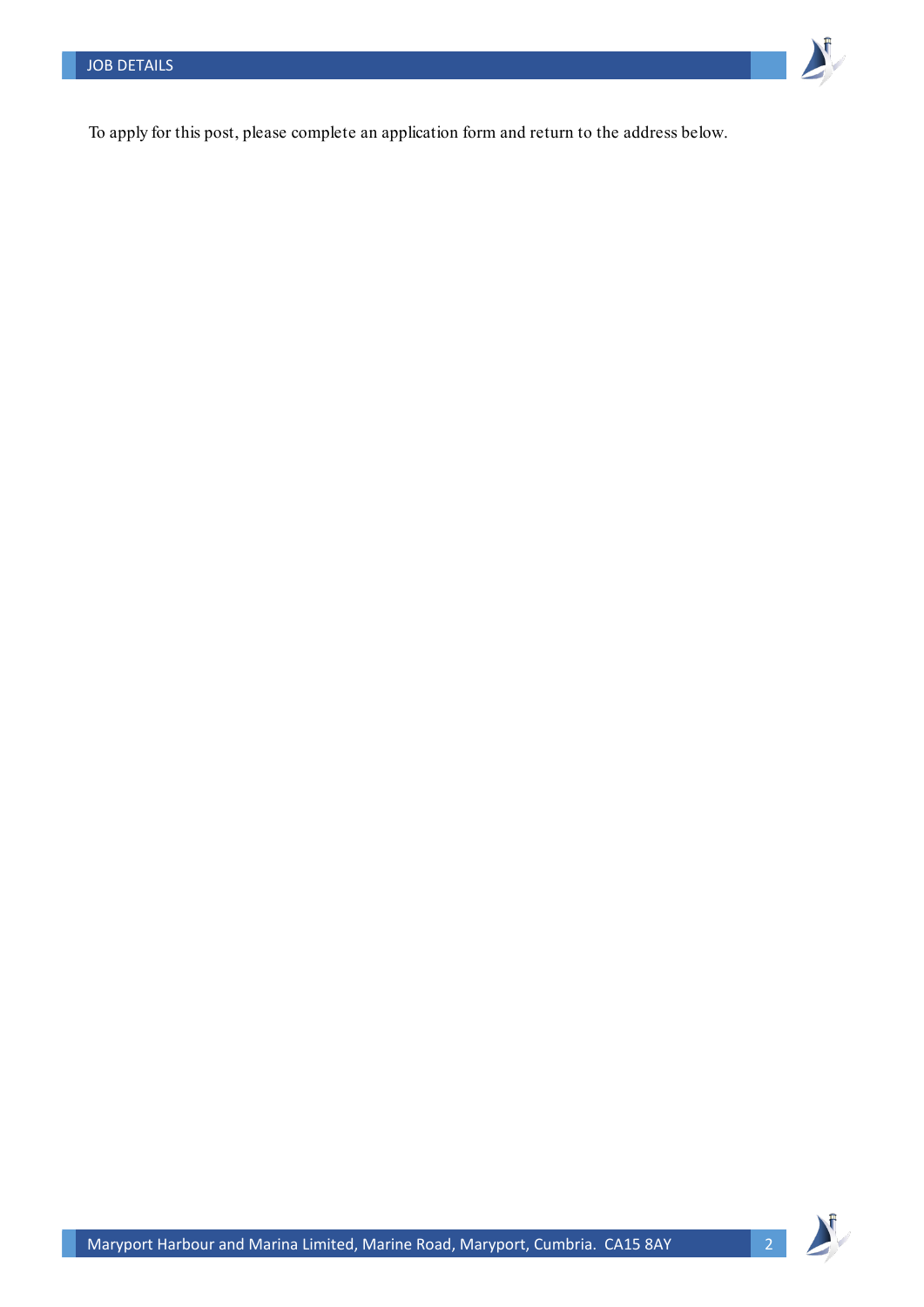To apply for this post, please complete an application form and return to the address below.